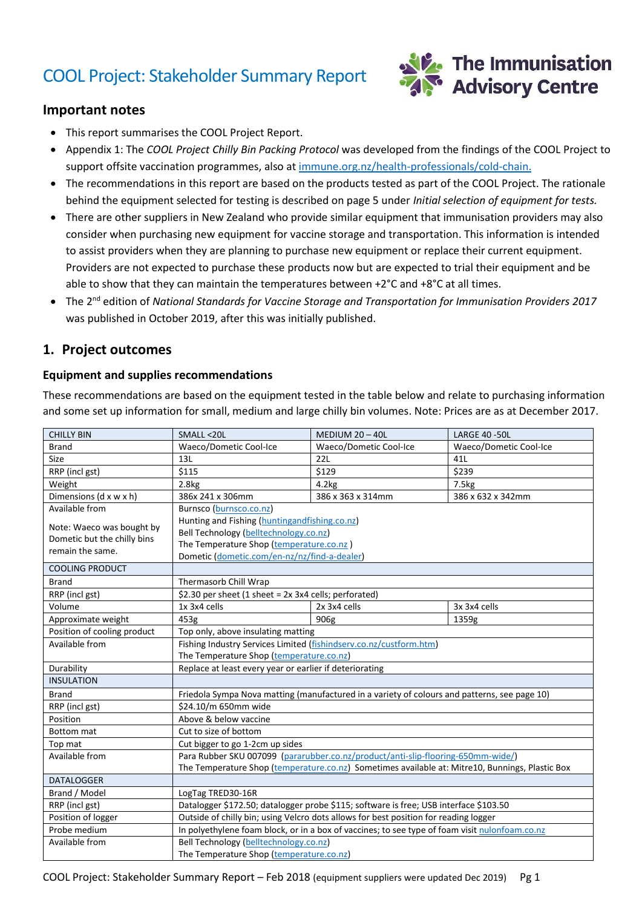# COOL Project: Stakeholder Summary Report

## Important notes

- This report summarises the COOL Project Report.
- Appendix 1: The *COOL Project Chilly Bin Packing Protocol* was developed from the findings of the COOL Project to support offsite vaccination programmes, also at immune.org.nz/health-professionals/cold-chain.
- The recommendations in this report are based on the products tested as part of the COOL Project. The rationale behind the equipment selected for testing is described on page 5 under *Initial selection of equipment for tests.*
- There are other suppliers in New Zealand who provide similar equipment that immunisation providers may also consider when purchasing new equipment for vaccine storage and transportation. This information is intended to assist providers when they are planning to purchase new equipment or replace their current equipment. Providers are not expected to purchase these products now but are expected to trial their equipment and be able to show that they can maintain the temperatures between +2°C and +8°C at all times.
- The 2nd edition of *National Standards for Vaccine Storage and Transportation for Immunisation Providers 2017* was published in October 2019, after this was initially published.

## 1. Project outcomes

### Equipment and supplies recommendations

These recommendations are based on the equipment tested in the table below and relate to purchasing information and some set up information for small, medium and large chilly bin volumes. Note: Prices are as at December 2017.

| CHILLY BIN | SMALL <20L | MEDIUM 20 – 40L | LARGE 40 -50L |
|---|---|---|---|
| Brand | Waeco/Dometic Cool-Ice | Waeco/Dometic Cool-Ice | Waeco/Dometic Cool-Ice |
| Size | 13L | 22L | 41L |
| RRP (incl gst) | $115 | $129 | $239 |
| Weight | 2.8kg | 4.2kg | 7.5kg |
| Dimensions (d x w x h) | 386x 241 x 306mm | 386 x 363 x 314mm | 386 x 632 x 342mm |
| Available from<br><br>Note: Waeco was bought by Dometic but the chilly bins remain the same. | Burnsco (burnsco.co.nz)<br>Hunting and Fishing (huntingandfishing.co.nz)<br>Bell Technology (belltechnology.co.nz)<br>The Temperature Shop (temperature.co.nz )<br>Dometic (dometic.com/en-nz/nz/find-a-dealer) | | |
| COOLING PRODUCT | | | |
| Brand | Thermasorb Chill Wrap | | |
| RRP (incl gst) | $2.30 per sheet (1 sheet = 2x 3x4 cells; perforated) | | |
| Volume | 1x 3x4 cells | 2x 3x4 cells | 3x 3x4 cells |
| Approximate weight | 453g | 906g | 1359g |
| Position of cooling product | Top only, above insulating matting | | |
| Available from | Fishing Industry Services Limited (fishindserv.co.nz/custform.htm)<br>The Temperature Shop (temperature.co.nz) | | |
| Durability | Replace at least every year or earlier if deteriorating | | |
| INSULATION | | | |
| Brand | Friedola Sympa Nova matting (manufactured in a variety of colours and patterns, see page 10) | | |
| RRP (incl gst) | $24.10/m 650mm wide | | |
| Position | Above & below vaccine | | |
| Bottom mat | Cut to size of bottom | | |
| Top mat | Cut bigger to go 1-2cm up sides | | |
| Available from | Para Rubber SKU 007099 (pararubber.co.nz/product/anti-slip-flooring-650mm-wide/)<br>The Temperature Shop (temperature.co.nz) Sometimes available at: Mitre10, Bunnings, Plastic Box | | |
| DATALOGGER | | | |
| Brand / Model | LogTag TRED30-16R | | |
| RRP (incl gst) | Datalogger $172.50; datalogger probe $115; software is free; USB interface $103.50 | | |
| Position of logger | Outside of chilly bin; using Velcro dots allows for best position for reading logger | | |
| Probe medium | In polyethylene foam block, or in a box of vaccines; to see type of foam visit nulonfoam.co.nz | | |
| Available from | Bell Technology (belltechnology.co.nz)<br>The Temperature Shop (temperature.co.nz) | | |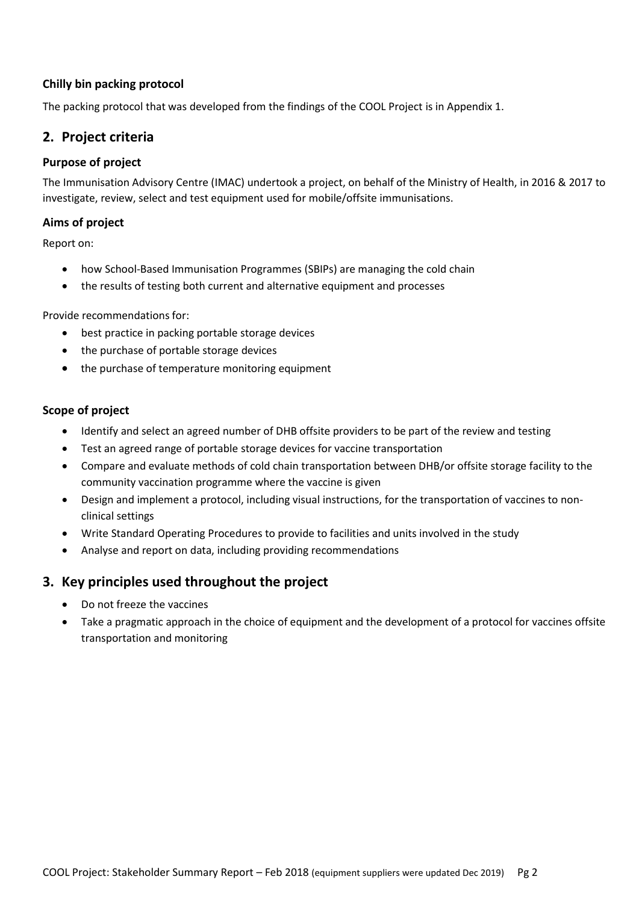### Chilly bin packing protocol

The packing protocol that was developed from the findings of the COOL Project is in Appendix 1.

## 2. Project criteria

### Purpose of project

The Immunisation Advisory Centre (IMAC) undertook a project, on behalf of the Ministry of Health, in 2016 & 2017 to investigate, review, select and test equipment used for mobile/offsite immunisations.

### Aims of project

Report on:

- how School-Based Immunisation Programmes (SBIPs) are managing the cold chain
- the results of testing both current and alternative equipment and processes

Provide recommendations for:

- best practice in packing portable storage devices
- the purchase of portable storage devices
- the purchase of temperature monitoring equipment

### Scope of project

- Identify and select an agreed number of DHB offsite providers to be part of the review and testing
- Test an agreed range of portable storage devices for vaccine transportation
- Compare and evaluate methods of cold chain transportation between DHB/or offsite storage facility to the community vaccination programme where the vaccine is given
- Design and implement a protocol, including visual instructions, for the transportation of vaccines to non-clinical settings
- Write Standard Operating Procedures to provide to facilities and units involved in the study
- Analyse and report on data, including providing recommendations

## 3. Key principles used throughout the project

- Do not freeze the vaccines
- Take a pragmatic approach in the choice of equipment and the development of a protocol for vaccines offsite transportation and monitoring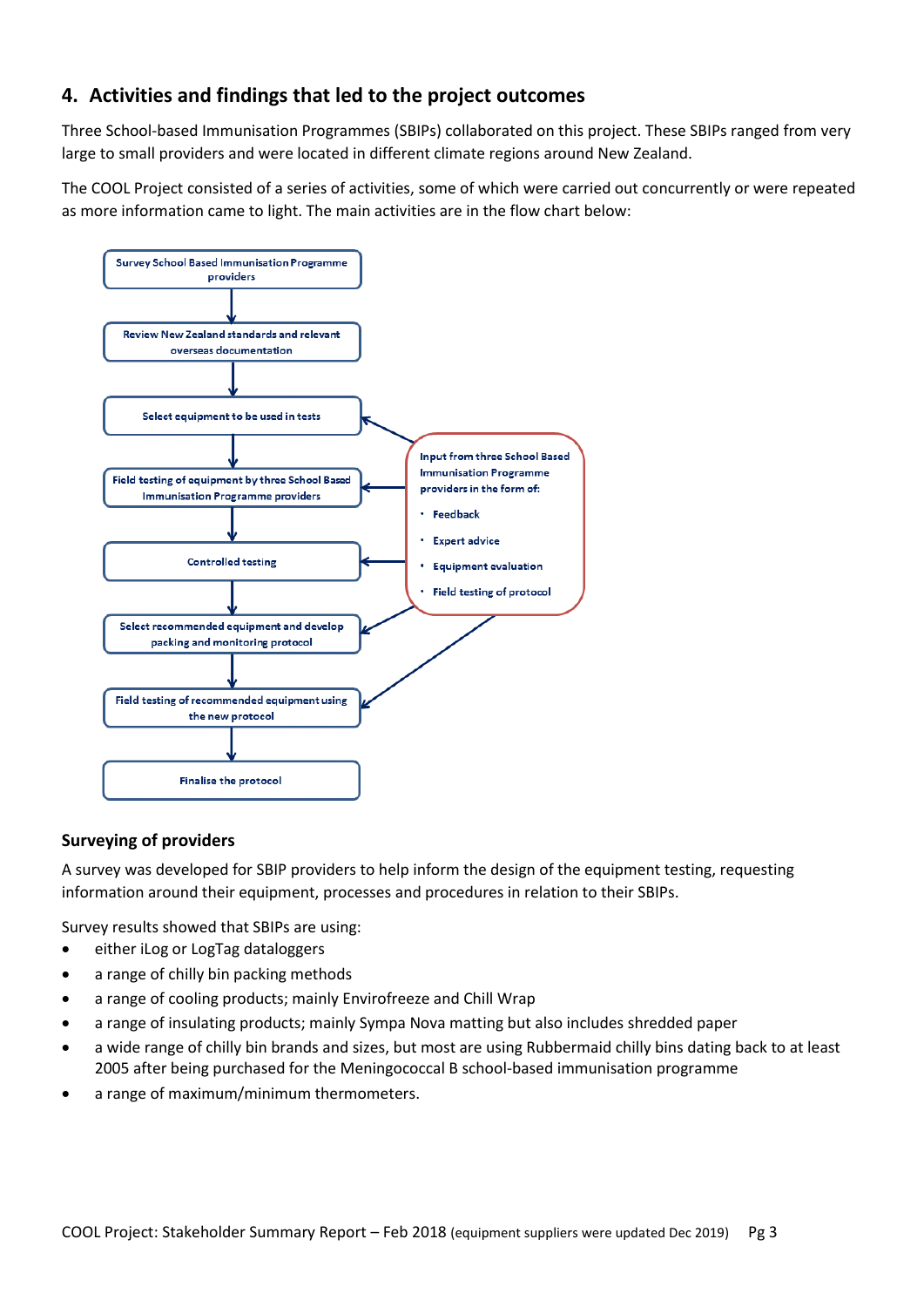## 4. Activities and findings that led to the project outcomes

Three School-based Immunisation Programmes (SBIPs) collaborated on this project. These SBIPs ranged from very large to small providers and were located in different climate regions around New Zealand.

The COOL Project consisted of a series of activities, some of which were carried out concurrently or were repeated as more information came to light. The main activities are in the flow chart below:

Survey School Based Immunisation Programme providers
↓
Review New Zealand standards and relevant overseas documentation
↓
Select equipment to be used in tests
↓
Field testing of equipment by three School Based Immunisation Programme providers
↓
Controlled testing
↓
Select recommended equipment and develop packing and monitoring protocol
↓
Field testing of recommended equipment using the new protocol
↓
Finalise the protocol

Input from three School Based Immunisation Programme providers in the form of:

- Feedback
- Expert advice
- Equipment evaluation
- Field testing of protocol

### Surveying of providers

A survey was developed for SBIP providers to help inform the design of the equipment testing, requesting information around their equipment, processes and procedures in relation to their SBIPs.

Survey results showed that SBIPs are using:

- either iLog or LogTag dataloggers
- a range of chilly bin packing methods
- a range of cooling products; mainly Envirofreeze and Chill Wrap
- a range of insulating products; mainly Sympa Nova matting but also includes shredded paper
- a wide range of chilly bin brands and sizes, but most are using Rubbermaid chilly bins dating back to at least 2005 after being purchased for the Meningococcal B school-based immunisation programme
- a range of maximum/minimum thermometers.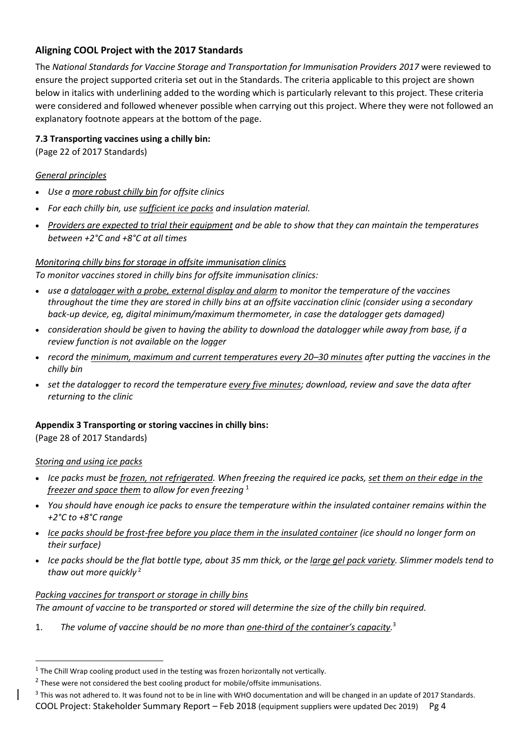## Aligning COOL Project with the 2017 Standards

The *National Standards for Vaccine Storage and Transportation for Immunisation Providers 2017* were reviewed to ensure the project supported criteria set out in the Standards. The criteria applicable to this project are shown below in italics with underlining added to the wording which is particularly relevant to this project. These criteria were considered and followed whenever possible when carrying out this project. Where they were not followed an explanatory footnote appears at the bottom of the page.

**7.3 Transporting vaccines using a chilly bin:**

(Page 22 of 2017 Standards)

*General principles*

- *Use a more robust chilly bin for offsite clinics*
- *For each chilly bin, use sufficient ice packs and insulation material.*
- *Providers are expected to trial their equipment and be able to show that they can maintain the temperatures between +2°C and +8°C at all times*

*Monitoring chilly bins for storage in offsite immunisation clinics*

*To monitor vaccines stored in chilly bins for offsite immunisation clinics:*

- *use a datalogger with a probe, external display and alarm to monitor the temperature of the vaccines throughout the time they are stored in chilly bins at an offsite vaccination clinic (consider using a secondary back-up device, eg, digital minimum/maximum thermometer, in case the datalogger gets damaged)*
- *consideration should be given to having the ability to download the datalogger while away from base, if a review function is not available on the logger*
- *record the minimum, maximum and current temperatures every 20–30 minutes after putting the vaccines in the chilly bin*
- *set the datalogger to record the temperature every five minutes; download, review and save the data after returning to the clinic*

**Appendix 3 Transporting or storing vaccines in chilly bins:**

(Page 28 of 2017 Standards)

*Storing and using ice packs*

- *Ice packs must be frozen, not refrigerated. When freezing the required ice packs, set them on their edge in the freezer and space them to allow for even freezing* [1]
- *You should have enough ice packs to ensure the temperature within the insulated container remains within the +2°C to +8°C range*
- *Ice packs should be frost-free before you place them in the insulated container (ice should no longer form on their surface)*
- *Ice packs should be the flat bottle type, about 35 mm thick, or the large gel pack variety. Slimmer models tend to thaw out more quickly* [2]

*Packing vaccines for transport or storage in chilly bins*

*The amount of vaccine to be transported or stored will determine the size of the chilly bin required.*

1. *The volume of vaccine should be no more than one-third of the container's capacity.* [3]

---

[1] The Chill Wrap cooling product used in the testing was frozen horizontally not vertically.

[2] These were not considered the best cooling product for mobile/offsite immunisations.

[3] This was not adhered to. It was found not to be in line with WHO documentation and will be changed in an update of 2017 Standards.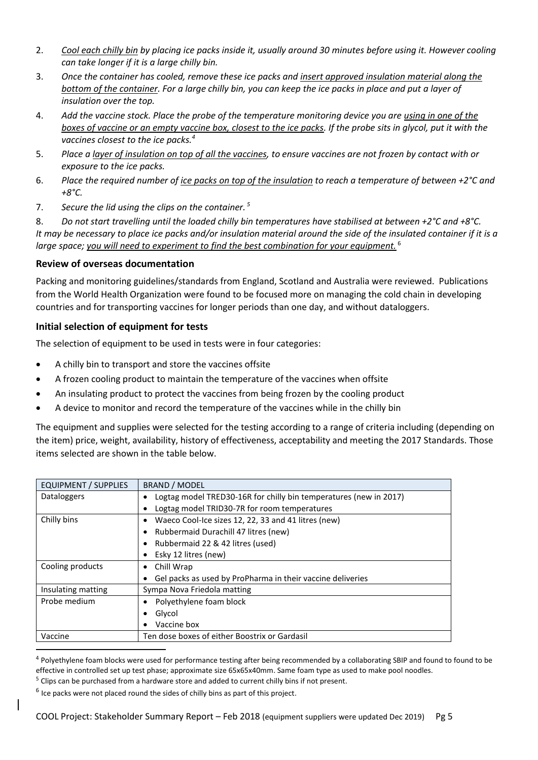2. *Cool each chilly bin by placing ice packs inside it, usually around 30 minutes before using it. However cooling can take longer if it is a large chilly bin.*
3. *Once the container has cooled, remove these ice packs and insert approved insulation material along the bottom of the container. For a large chilly bin, you can keep the ice packs in place and put a layer of insulation over the top.*
4. *Add the vaccine stock. Place the probe of the temperature monitoring device you are using in one of the boxes of vaccine or an empty vaccine box, closest to the ice packs. If the probe sits in glycol, put it with the vaccines closest to the ice packs.*[4]
5. *Place a layer of insulation on top of all the vaccines, to ensure vaccines are not frozen by contact with or exposure to the ice packs.*
6. *Place the required number of ice packs on top of the insulation to reach a temperature of between +2°C and +8°C.*
7. *Secure the lid using the clips on the container.*[5]
8. *Do not start travelling until the loaded chilly bin temperatures have stabilised at between +2°C and +8°C.*

*It may be necessary to place ice packs and/or insulation material around the side of the insulated container if it is a large space; you will need to experiment to find the best combination for your equipment.*[6]

### Review of overseas documentation

Packing and monitoring guidelines/standards from England, Scotland and Australia were reviewed. Publications from the World Health Organization were found to be focused more on managing the cold chain in developing countries and for transporting vaccines for longer periods than one day, and without dataloggers.

### Initial selection of equipment for tests

The selection of equipment to be used in tests were in four categories:

- A chilly bin to transport and store the vaccines offsite
- A frozen cooling product to maintain the temperature of the vaccines when offsite
- An insulating product to protect the vaccines from being frozen by the cooling product
- A device to monitor and record the temperature of the vaccines while in the chilly bin

The equipment and supplies were selected for the testing according to a range of criteria including (depending on the item) price, weight, availability, history of effectiveness, acceptability and meeting the 2017 Standards. Those items selected are shown in the table below.

| EQUIPMENT / SUPPLIES | BRAND / MODEL |
|---|---|
| Dataloggers | • Logtag model TRED30-16R for chilly bin temperatures (new in 2017)<br>• Logtag model TRID30-7R for room temperatures |
| Chilly bins | • Waeco Cool-Ice sizes 12, 22, 33 and 41 litres (new)<br>• Rubbermaid Durachill 47 litres (new)<br>• Rubbermaid 22 & 42 litres (used)<br>• Esky 12 litres (new) |
| Cooling products | • Chill Wrap<br>• Gel packs as used by ProPharma in their vaccine deliveries |
| Insulating matting | Sympa Nova Friedola matting |
| Probe medium | • Polyethylene foam block<br>• Glycol<br>• Vaccine box |
| Vaccine | Ten dose boxes of either Boostrix or Gardasil |

[4] Polyethylene foam blocks were used for performance testing after being recommended by a collaborating SBIP and found to found to be effective in controlled set up test phase; approximate size 65x65x40mm. Same foam type as used to make pool noodles.

[5] Clips can be purchased from a hardware store and added to current chilly bins if not present.

[6] Ice packs were not placed round the sides of chilly bins as part of this project.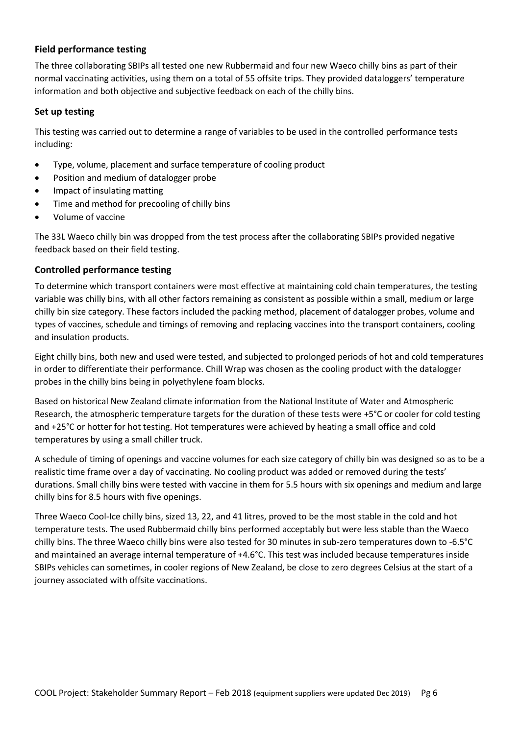### Field performance testing

The three collaborating SBIPs all tested one new Rubbermaid and four new Waeco chilly bins as part of their normal vaccinating activities, using them on a total of 55 offsite trips. They provided dataloggers' temperature information and both objective and subjective feedback on each of the chilly bins.

### Set up testing

This testing was carried out to determine a range of variables to be used in the controlled performance tests including:

- Type, volume, placement and surface temperature of cooling product
- Position and medium of datalogger probe
- Impact of insulating matting
- Time and method for precooling of chilly bins
- Volume of vaccine

The 33L Waeco chilly bin was dropped from the test process after the collaborating SBIPs provided negative feedback based on their field testing.

### Controlled performance testing

To determine which transport containers were most effective at maintaining cold chain temperatures, the testing variable was chilly bins, with all other factors remaining as consistent as possible within a small, medium or large chilly bin size category. These factors included the packing method, placement of datalogger probes, volume and types of vaccines, schedule and timings of removing and replacing vaccines into the transport containers, cooling and insulation products.

Eight chilly bins, both new and used were tested, and subjected to prolonged periods of hot and cold temperatures in order to differentiate their performance. Chill Wrap was chosen as the cooling product with the datalogger probes in the chilly bins being in polyethylene foam blocks.

Based on historical New Zealand climate information from the National Institute of Water and Atmospheric Research, the atmospheric temperature targets for the duration of these tests were +5°C or cooler for cold testing and +25°C or hotter for hot testing. Hot temperatures were achieved by heating a small office and cold temperatures by using a small chiller truck.

A schedule of timing of openings and vaccine volumes for each size category of chilly bin was designed so as to be a realistic time frame over a day of vaccinating. No cooling product was added or removed during the tests' durations. Small chilly bins were tested with vaccine in them for 5.5 hours with six openings and medium and large chilly bins for 8.5 hours with five openings.

Three Waeco Cool-Ice chilly bins, sized 13, 22, and 41 litres, proved to be the most stable in the cold and hot temperature tests. The used Rubbermaid chilly bins performed acceptably but were less stable than the Waeco chilly bins. The three Waeco chilly bins were also tested for 30 minutes in sub-zero temperatures down to -6.5°C and maintained an average internal temperature of +4.6°C. This test was included because temperatures inside SBIPs vehicles can sometimes, in cooler regions of New Zealand, be close to zero degrees Celsius at the start of a journey associated with offsite vaccinations.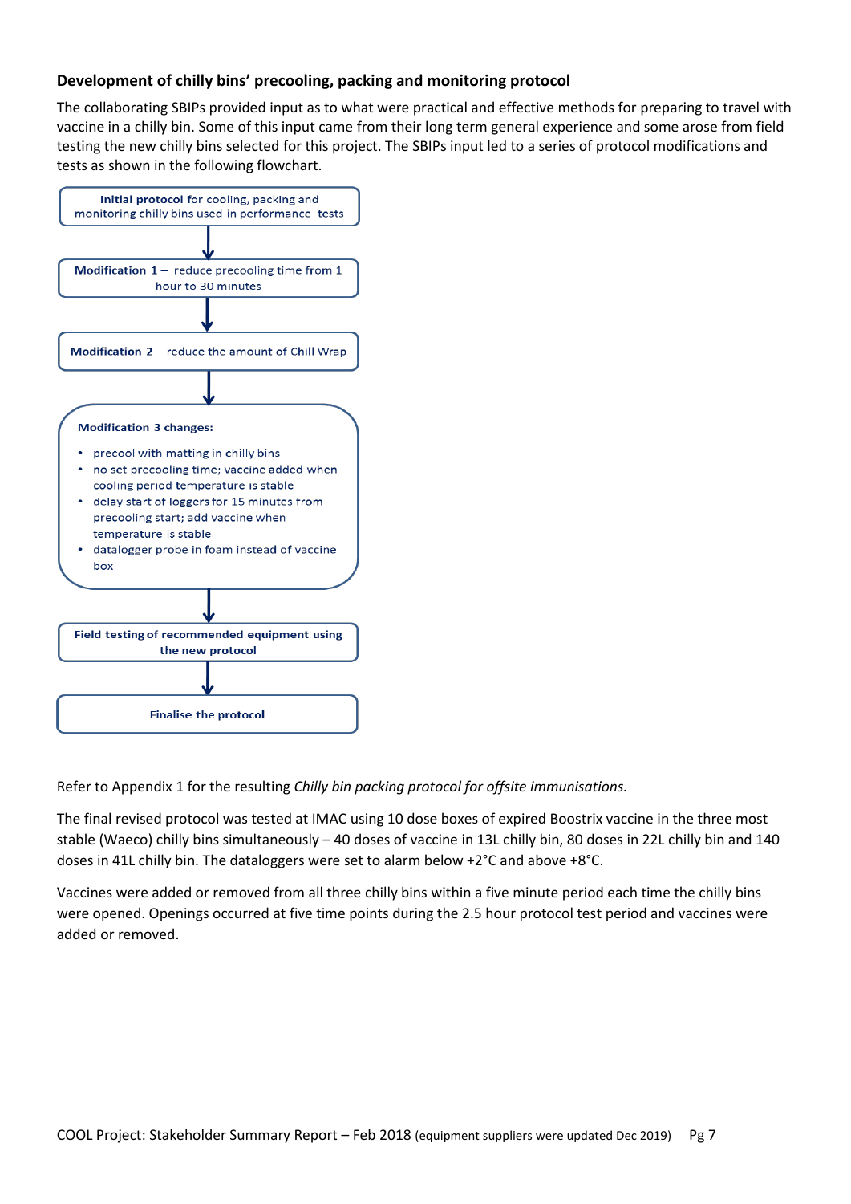### Development of chilly bins' precooling, packing and monitoring protocol

The collaborating SBIPs provided input as to what were practical and effective methods for preparing to travel with vaccine in a chilly bin. Some of this input came from their long term general experience and some arose from field testing the new chilly bins selected for this project. The SBIPs input led to a series of protocol modifications and tests as shown in the following flowchart.

**Initial protocol** for cooling, packing and monitoring chilly bins used in performance tests

↓

**Modification 1** – reduce precooling time from 1 hour to 30 minutes

↓

**Modification 2** – reduce the amount of Chill Wrap

↓

**Modification 3 changes:**

- precool with matting in chilly bins
- no set precooling time; vaccine added when cooling period temperature is stable
- delay start of loggers for 15 minutes from precooling start; add vaccine when temperature is stable
- datalogger probe in foam instead of vaccine box

↓

**Field testing of recommended equipment using the new protocol**

↓

**Finalise the protocol**

Refer to Appendix 1 for the resulting *Chilly bin packing protocol for offsite immunisations.*

The final revised protocol was tested at IMAC using 10 dose boxes of expired Boostrix vaccine in the three most stable (Waeco) chilly bins simultaneously – 40 doses of vaccine in 13L chilly bin, 80 doses in 22L chilly bin and 140 doses in 41L chilly bin. The dataloggers were set to alarm below +2°C and above +8°C.

Vaccines were added or removed from all three chilly bins within a five minute period each time the chilly bins were opened. Openings occurred at five time points during the 2.5 hour protocol test period and vaccines were added or removed.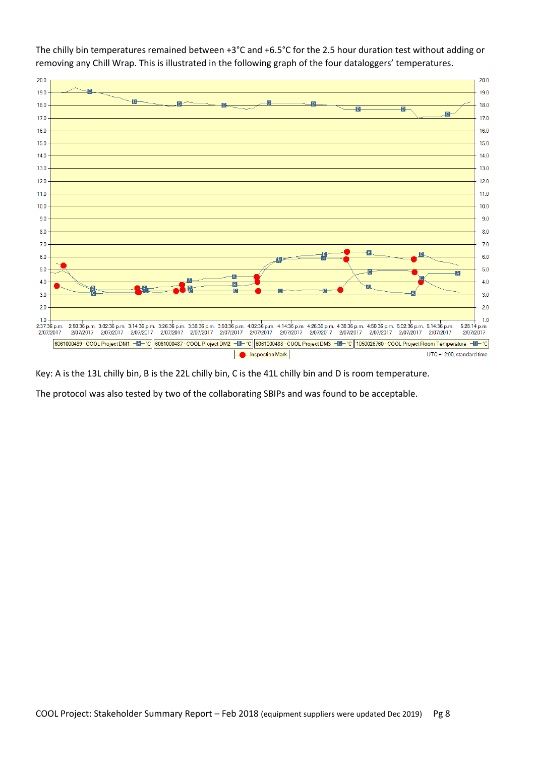The chilly bin temperatures remained between +3°C and +6.5°C for the 2.5 hour duration test without adding or removing any Chill Wrap. This is illustrated in the following graph of the four dataloggers' temperatures.

Key: A is the 13L chilly bin, B is the 22L chilly bin, C is the 41L chilly bin and D is room temperature.

The protocol was also tested by two of the collaborating SBIPs and was found to be acceptable.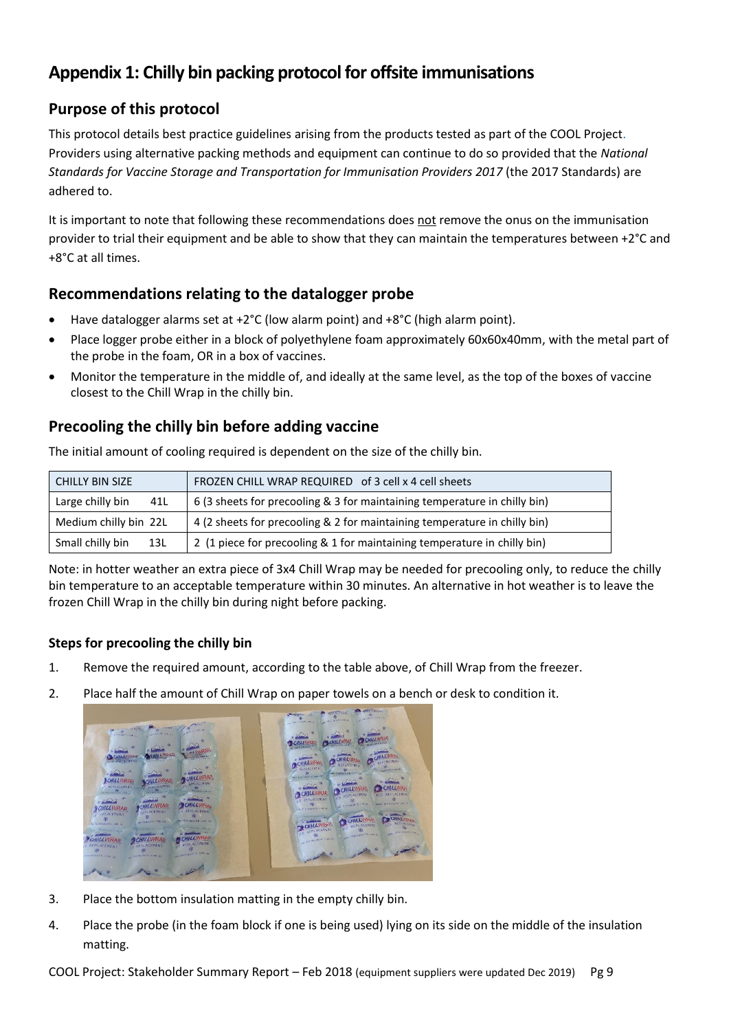# Appendix 1: Chilly bin packing protocol for offsite immunisations

## Purpose of this protocol

This protocol details best practice guidelines arising from the products tested as part of the COOL Project. Providers using alternative packing methods and equipment can continue to do so provided that the *National Standards for Vaccine Storage and Transportation for Immunisation Providers 2017* (the 2017 Standards) are adhered to.

It is important to note that following these recommendations does not remove the onus on the immunisation provider to trial their equipment and be able to show that they can maintain the temperatures between +2°C and +8°C at all times.

## Recommendations relating to the datalogger probe

- Have datalogger alarms set at +2°C (low alarm point) and +8°C (high alarm point).
- Place logger probe either in a block of polyethylene foam approximately 60x60x40mm, with the metal part of the probe in the foam, OR in a box of vaccines.
- Monitor the temperature in the middle of, and ideally at the same level, as the top of the boxes of vaccine closest to the Chill Wrap in the chilly bin.

## Precooling the chilly bin before adding vaccine

The initial amount of cooling required is dependent on the size of the chilly bin.

| CHILLY BIN SIZE | FROZEN CHILL WRAP REQUIRED of 3 cell x 4 cell sheets |
|---|---|
| Large chilly bin 41L | 6 (3 sheets for precooling & 3 for maintaining temperature in chilly bin) |
| Medium chilly bin 22L | 4 (2 sheets for precooling & 2 for maintaining temperature in chilly bin) |
| Small chilly bin 13L | 2 (1 piece for precooling & 1 for maintaining temperature in chilly bin) |

Note: in hotter weather an extra piece of 3x4 Chill Wrap may be needed for precooling only, to reduce the chilly bin temperature to an acceptable temperature within 30 minutes. An alternative in hot weather is to leave the frozen Chill Wrap in the chilly bin during night before packing.

### Steps for precooling the chilly bin

1. Remove the required amount, according to the table above, of Chill Wrap from the freezer.
2. Place half the amount of Chill Wrap on paper towels on a bench or desk to condition it.
3. Place the bottom insulation matting in the empty chilly bin.
4. Place the probe (in the foam block if one is being used) lying on its side on the middle of the insulation matting.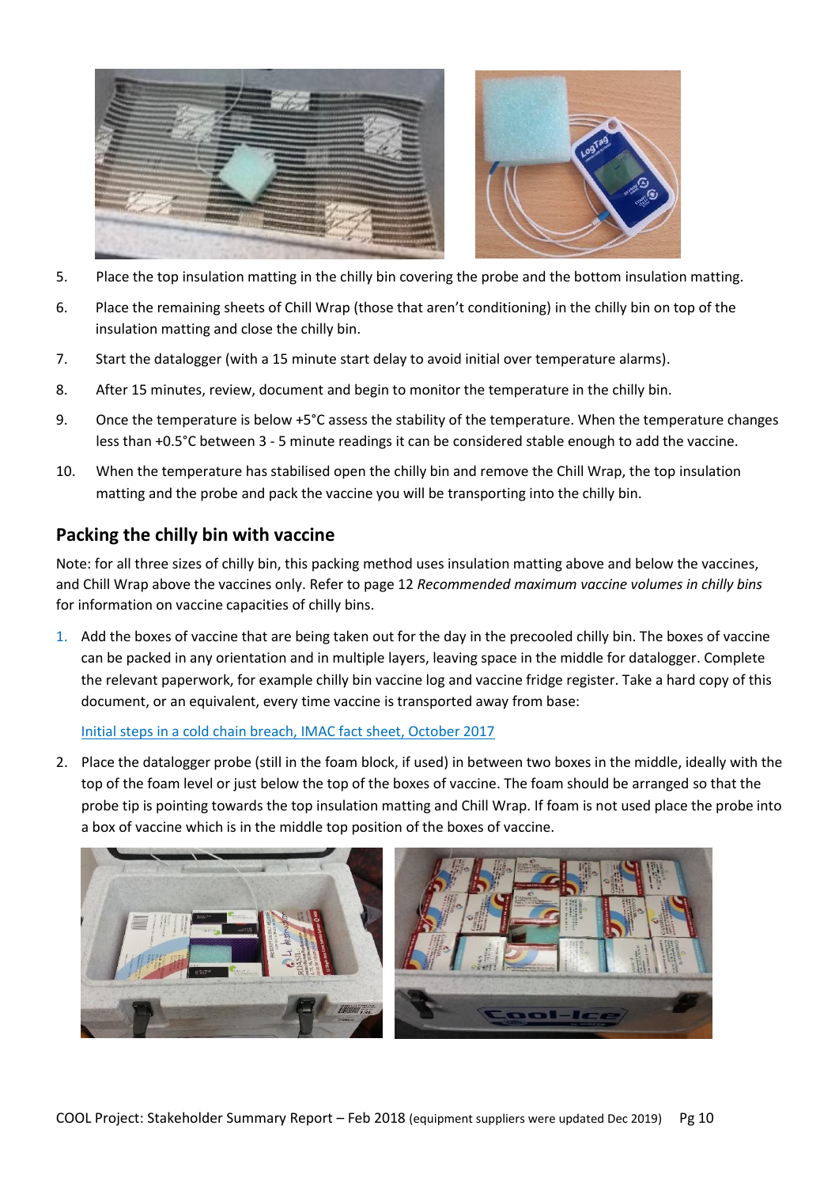5. Place the top insulation matting in the chilly bin covering the probe and the bottom insulation matting.

6. Place the remaining sheets of Chill Wrap (those that aren't conditioning) in the chilly bin on top of the insulation matting and close the chilly bin.

7. Start the datalogger (with a 15 minute start delay to avoid initial over temperature alarms).

8. After 15 minutes, review, document and begin to monitor the temperature in the chilly bin.

9. Once the temperature is below +5˚C assess the stability of the temperature. When the temperature changes less than +0.5˚C between 3 - 5 minute readings it can be considered stable enough to add the vaccine.

10. When the temperature has stabilised open the chilly bin and remove the Chill Wrap, the top insulation matting and the probe and pack the vaccine you will be transporting into the chilly bin.

## Packing the chilly bin with vaccine

Note: for all three sizes of chilly bin, this packing method uses insulation matting above and below the vaccines, and Chill Wrap above the vaccines only. Refer to page 12 *Recommended maximum vaccine volumes in chilly bins* for information on vaccine capacities of chilly bins.

1. Add the boxes of vaccine that are being taken out for the day in the precooled chilly bin. The boxes of vaccine can be packed in any orientation and in multiple layers, leaving space in the middle for datalogger. Complete the relevant paperwork, for example chilly bin vaccine log and vaccine fridge register. Take a hard copy of this document, or an equivalent, every time vaccine is transported away from base:

   Initial steps in a cold chain breach, IMAC fact sheet, October 2017

2. Place the datalogger probe (still in the foam block, if used) in between two boxes in the middle, ideally with the top of the foam level or just below the top of the boxes of vaccine. The foam should be arranged so that the probe tip is pointing towards the top insulation matting and Chill Wrap. If foam is not used place the probe into a box of vaccine which is in the middle top position of the boxes of vaccine.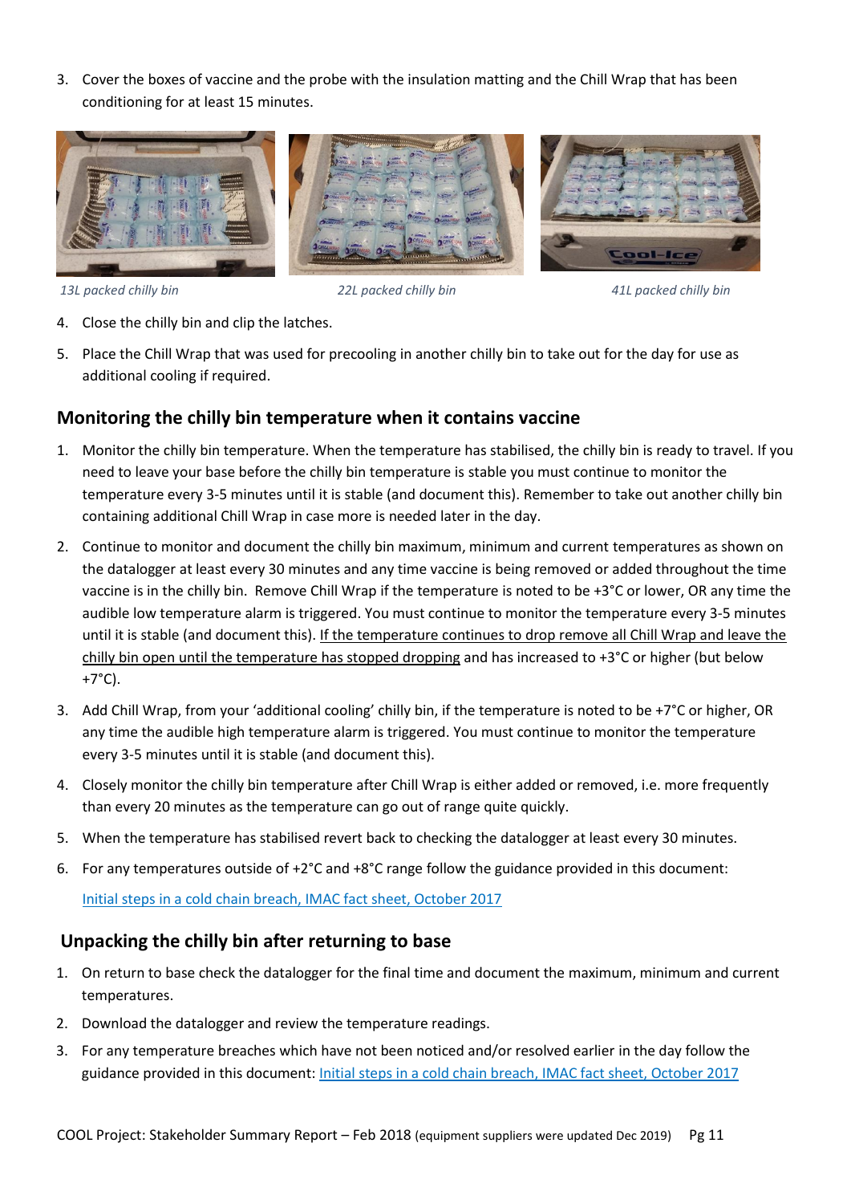3. Cover the boxes of vaccine and the probe with the insulation matting and the Chill Wrap that has been conditioning for at least 15 minutes.

*13L packed chilly bin* *22L packed chilly bin* *41L packed chilly bin*

4. Close the chilly bin and clip the latches.
5. Place the Chill Wrap that was used for precooling in another chilly bin to take out for the day for use as additional cooling if required.

## Monitoring the chilly bin temperature when it contains vaccine

1. Monitor the chilly bin temperature. When the temperature has stabilised, the chilly bin is ready to travel. If you need to leave your base before the chilly bin temperature is stable you must continue to monitor the temperature every 3-5 minutes until it is stable (and document this). Remember to take out another chilly bin containing additional Chill Wrap in case more is needed later in the day.
2. Continue to monitor and document the chilly bin maximum, minimum and current temperatures as shown on the datalogger at least every 30 minutes and any time vaccine is being removed or added throughout the time vaccine is in the chilly bin. Remove Chill Wrap if the temperature is noted to be +3°C or lower, OR any time the audible low temperature alarm is triggered. You must continue to monitor the temperature every 3-5 minutes until it is stable (and document this). <u>If the temperature continues to drop remove all Chill Wrap and leave the chilly bin open until the temperature has stopped dropping</u> and has increased to +3°C or higher (but below +7°C).
3. Add Chill Wrap, from your 'additional cooling' chilly bin, if the temperature is noted to be +7°C or higher, OR any time the audible high temperature alarm is triggered. You must continue to monitor the temperature every 3-5 minutes until it is stable (and document this).
4. Closely monitor the chilly bin temperature after Chill Wrap is either added or removed, i.e. more frequently than every 20 minutes as the temperature can go out of range quite quickly.
5. When the temperature has stabilised revert back to checking the datalogger at least every 30 minutes.
6. For any temperatures outside of +2°C and +8°C range follow the guidance provided in this document:

   [Initial steps in a cold chain breach, IMAC fact sheet, October 2017]

## Unpacking the chilly bin after returning to base

1. On return to base check the datalogger for the final time and document the maximum, minimum and current temperatures.
2. Download the datalogger and review the temperature readings.
3. For any temperature breaches which have not been noticed and/or resolved earlier in the day follow the guidance provided in this document: [Initial steps in a cold chain breach, IMAC fact sheet, October 2017]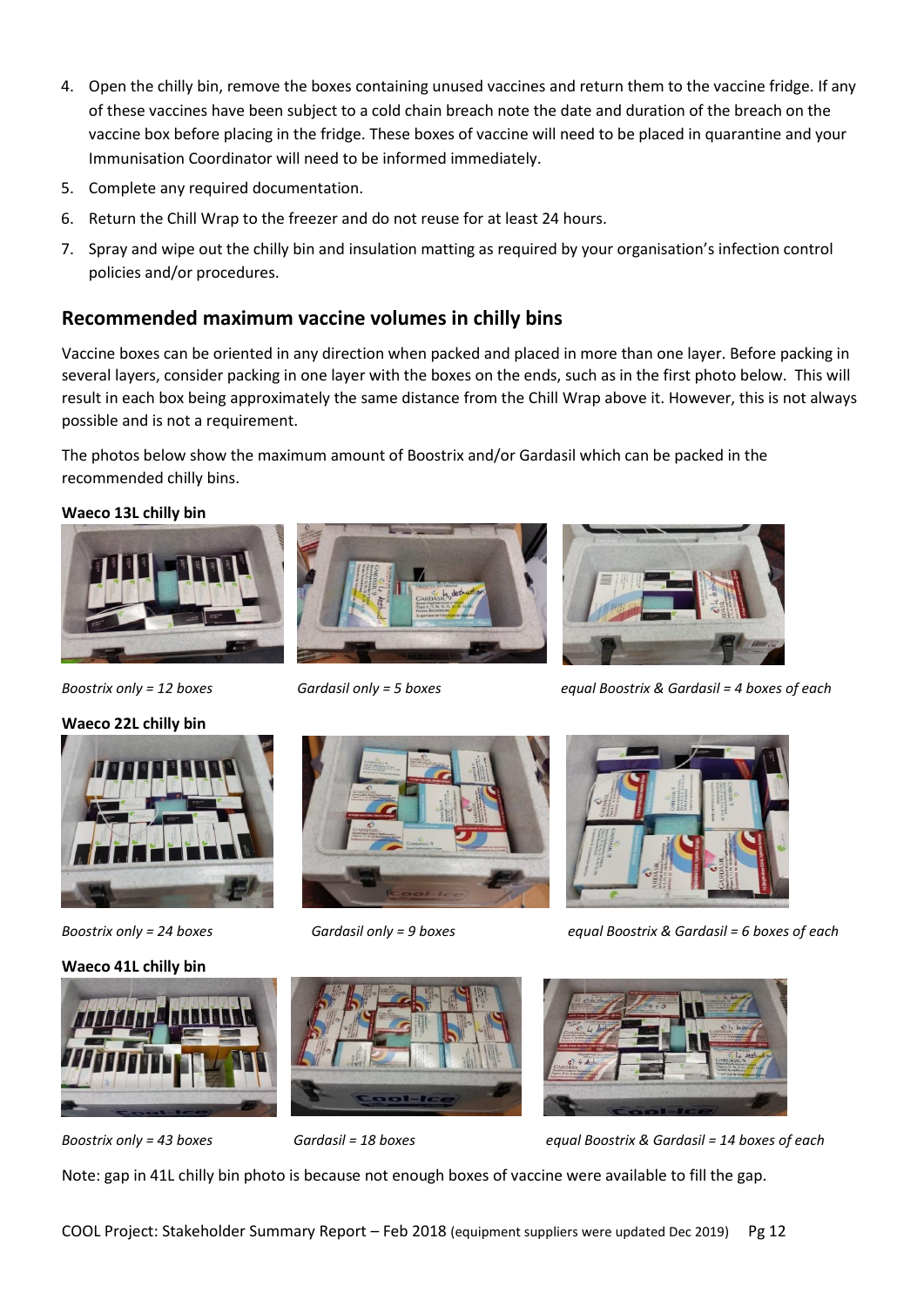4. Open the chilly bin, remove the boxes containing unused vaccines and return them to the vaccine fridge. If any of these vaccines have been subject to a cold chain breach note the date and duration of the breach on the vaccine box before placing in the fridge. These boxes of vaccine will need to be placed in quarantine and your Immunisation Coordinator will need to be informed immediately.
5. Complete any required documentation.
6. Return the Chill Wrap to the freezer and do not reuse for at least 24 hours.
7. Spray and wipe out the chilly bin and insulation matting as required by your organisation's infection control policies and/or procedures.

## Recommended maximum vaccine volumes in chilly bins

Vaccine boxes can be oriented in any direction when packed and placed in more than one layer. Before packing in several layers, consider packing in one layer with the boxes on the ends, such as in the first photo below. This will result in each box being approximately the same distance from the Chill Wrap above it. However, this is not always possible and is not a requirement.

The photos below show the maximum amount of Boostrix and/or Gardasil which can be packed in the recommended chilly bins.

**Waeco 13L chilly bin**

*Boostrix only = 12 boxes*

*Gardasil only = 5 boxes*

*equal Boostrix & Gardasil = 4 boxes of each*

**Waeco 22L chilly bin**

*Boostrix only = 24 boxes*

*Gardasil only = 9 boxes*

*equal Boostrix & Gardasil = 6 boxes of each*

**Waeco 41L chilly bin**

*Boostrix only = 43 boxes*

*Gardasil = 18 boxes*

*equal Boostrix & Gardasil = 14 boxes of each*

Note: gap in 41L chilly bin photo is because not enough boxes of vaccine were available to fill the gap.